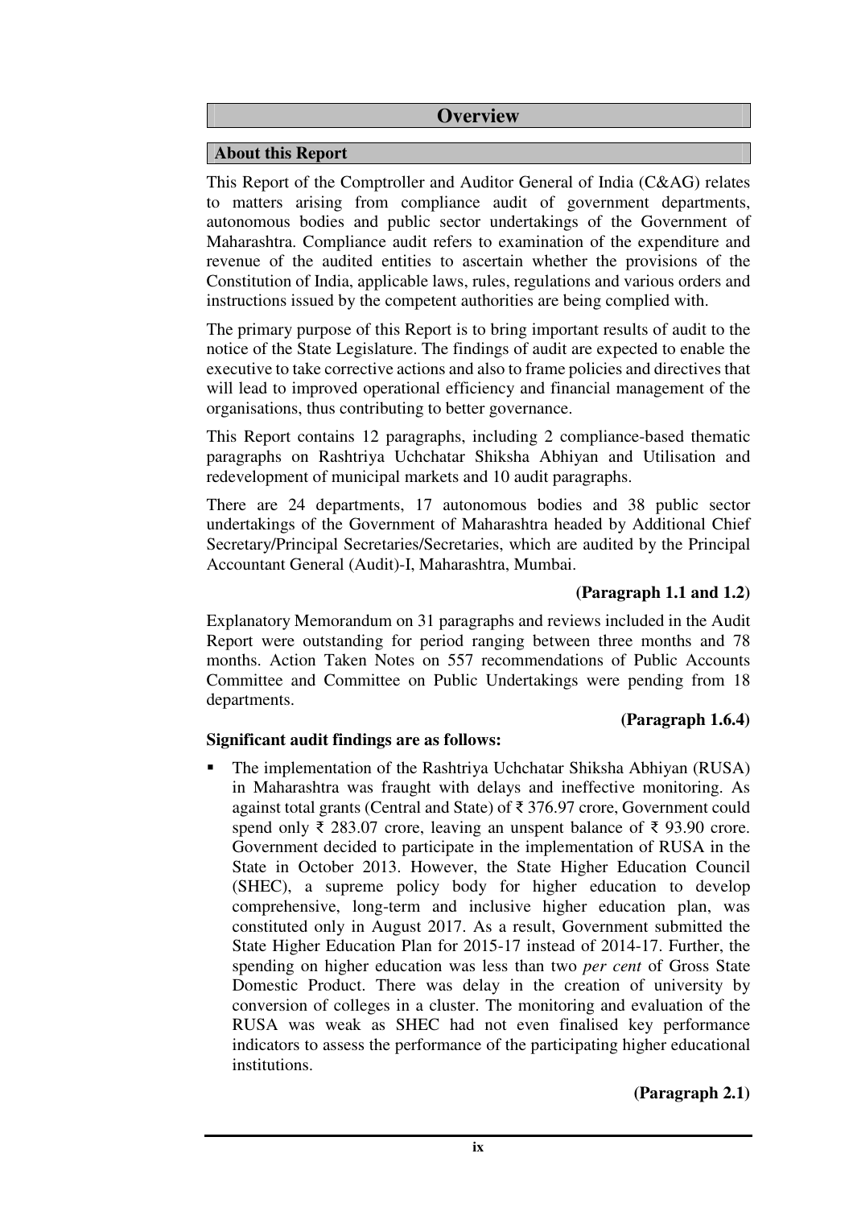# Overview

## About this Report

This Report of the Comptroller and Auditor General of India (C&AG) relates to matters arising from compliance audit of government departments, autonomous bodies and public sector undertakings of the Government of Maharashtra. Compliance audit refers to examination of the expenditure and revenue of the audited entities to ascertain whether the provisions of the Constitution of India, applicable laws, rules, regulations and various orders and instructions issued by the competent authorities are being complied with.

The primary purpose of this Report is to bring important results of audit to the notice of the State Legislature. The findings of audit are expected to enable the executive to take corrective actions and also to frame policies and directives that will lead to improved operational efficiency and financial management of the organisations, thus contributing to better governance.

This Report contains 12 paragraphs, including 2 compliance-based thematic paragraphs on Rashtriya Uchchatar Shiksha Abhiyan and Utilisation and redevelopment of municipal markets and 10 audit paragraphs.

There are 24 departments, 17 autonomous bodies and 38 public sector undertakings of the Government of Maharashtra headed by Additional Chief Secretary/Principal Secretaries/Secretaries, which are audited by the Principal Accountant General (Audit)-I, Maharashtra, Mumbai.

**(Paragraph 1.1 and 1.2)**

Explanatory Memorandum on 31 paragraphs and reviews included in the Audit Report were outstanding for period ranging between three months and 78 months. Action Taken Notes on 557 recommendations of Public Accounts Committee and Committee on Public Undertakings were pending from 18 departments.

**(Paragraph 1.6.4)**

**Significant audit findings are as follows:**

- The implementation of the Rashtriya Uchchatar Shiksha Abhiyan (RUSA) in Maharashtra was fraught with delays and ineffective monitoring. As against total grants (Central and State) of ₹ 376.97 crore, Government could spend only ₹ 283.07 crore, leaving an unspent balance of ₹ 93.90 crore. Government decided to participate in the implementation of RUSA in the State in October 2013. However, the State Higher Education Council (SHEC), a supreme policy body for higher education to develop comprehensive, long-term and inclusive higher education plan, was constituted only in August 2017. As a result, Government submitted the State Higher Education Plan for 2015-17 instead of 2014-17. Further, the spending on higher education was less than two *per cent* of Gross State Domestic Product. There was delay in the creation of university by conversion of colleges in a cluster. The monitoring and evaluation of the RUSA was weak as SHEC had not even finalised key performance indicators to assess the performance of the participating higher educational institutions.

**(Paragraph 2.1)**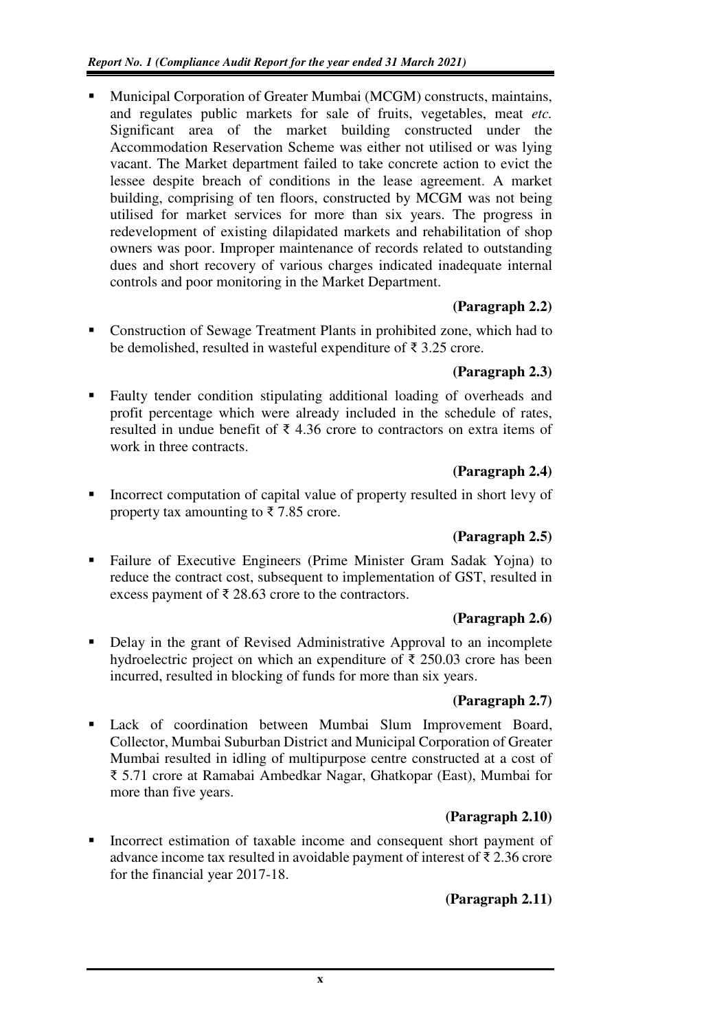- Municipal Corporation of Greater Mumbai (MCGM) constructs, maintains, and regulates public markets for sale of fruits, vegetables, meat *etc.* Significant area of the market building constructed under the Accommodation Reservation Scheme was either not utilised or was lying vacant. The Market department failed to take concrete action to evict the lessee despite breach of conditions in the lease agreement. A market building, comprising of ten floors, constructed by MCGM was not being utilised for market services for more than six years. The progress in redevelopment of existing dilapidated markets and rehabilitation of shop owners was poor. Improper maintenance of records related to outstanding dues and short recovery of various charges indicated inadequate internal controls and poor monitoring in the Market Department.

  **(Paragraph 2.2)**

- Construction of Sewage Treatment Plants in prohibited zone, which had to be demolished, resulted in wasteful expenditure of ₹ 3.25 crore.

  **(Paragraph 2.3)**

- Faulty tender condition stipulating additional loading of overheads and profit percentage which were already included in the schedule of rates, resulted in undue benefit of ₹ 4.36 crore to contractors on extra items of work in three contracts.

  **(Paragraph 2.4)**

- Incorrect computation of capital value of property resulted in short levy of property tax amounting to ₹ 7.85 crore.

  **(Paragraph 2.5)**

- Failure of Executive Engineers (Prime Minister Gram Sadak Yojna) to reduce the contract cost, subsequent to implementation of GST, resulted in excess payment of ₹ 28.63 crore to the contractors.

  **(Paragraph 2.6)**

- Delay in the grant of Revised Administrative Approval to an incomplete hydroelectric project on which an expenditure of ₹ 250.03 crore has been incurred, resulted in blocking of funds for more than six years.

  **(Paragraph 2.7)**

- Lack of coordination between Mumbai Slum Improvement Board, Collector, Mumbai Suburban District and Municipal Corporation of Greater Mumbai resulted in idling of multipurpose centre constructed at a cost of ₹ 5.71 crore at Ramabai Ambedkar Nagar, Ghatkopar (East), Mumbai for more than five years.

  **(Paragraph 2.10)**

- Incorrect estimation of taxable income and consequent short payment of advance income tax resulted in avoidable payment of interest of ₹ 2.36 crore for the financial year 2017-18.

  **(Paragraph 2.11)**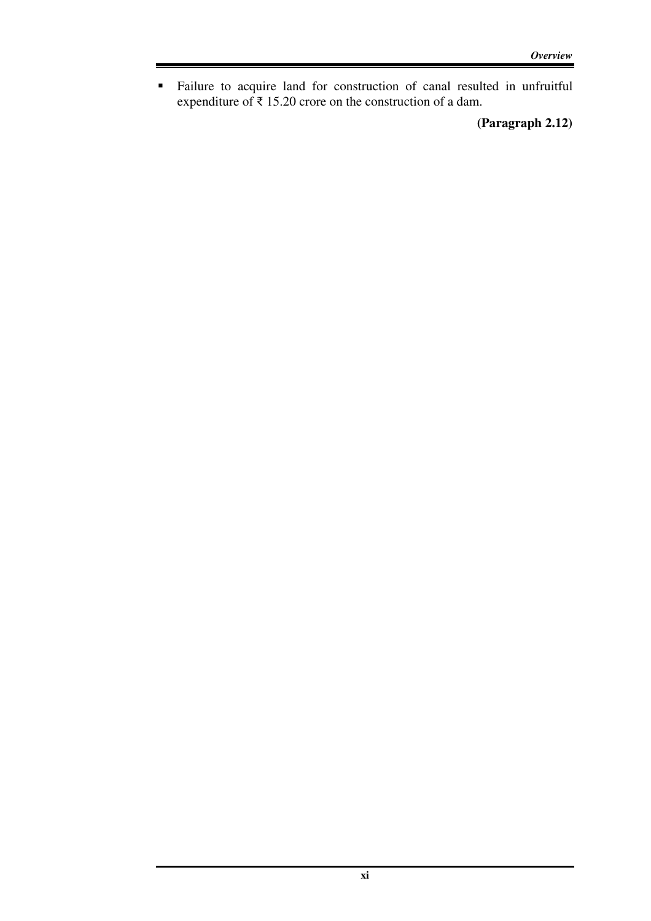- Failure to acquire land for construction of canal resulted in unfruitful expenditure of ₹ 15.20 crore on the construction of a dam.

**(Paragraph 2.12)**